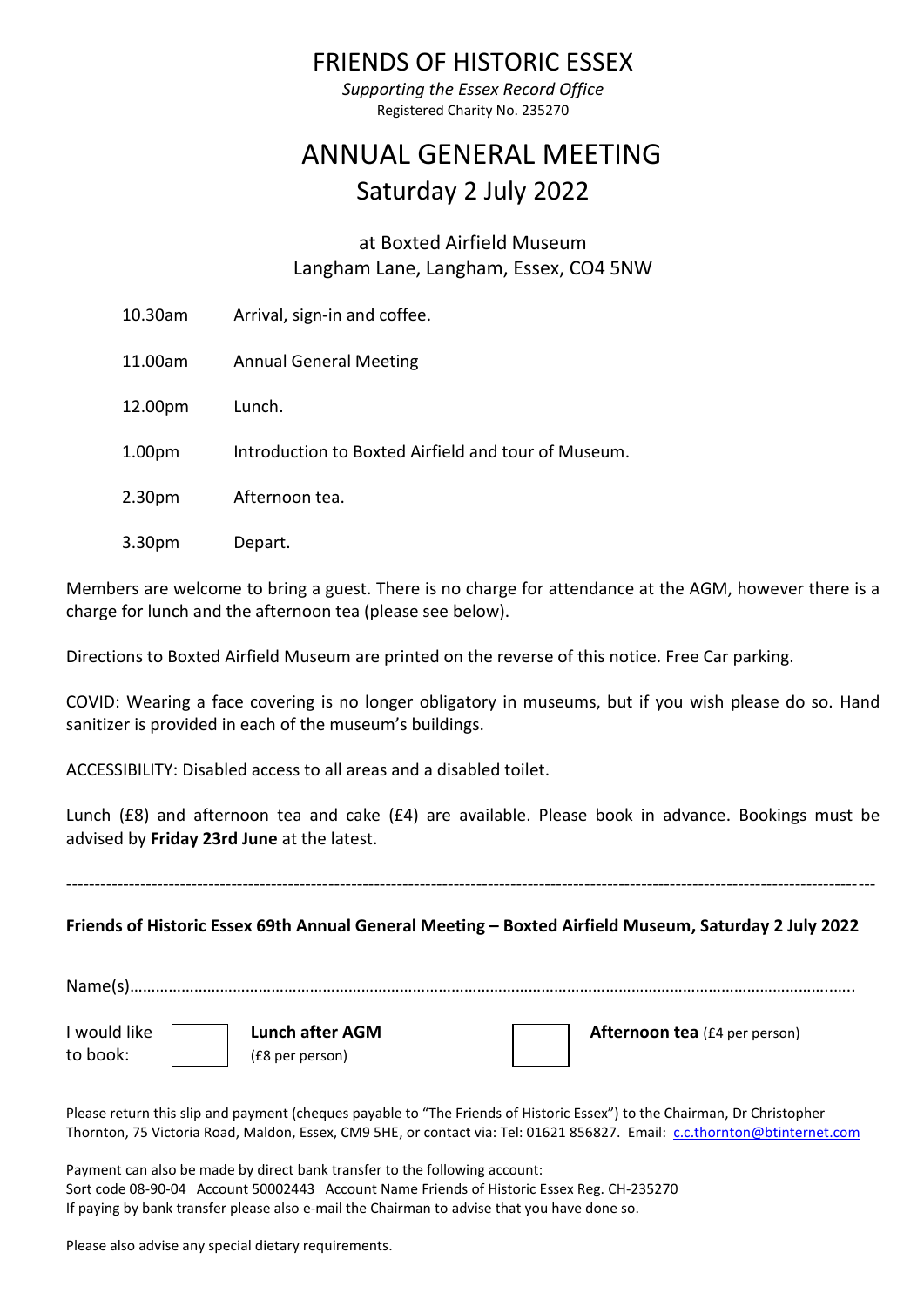# FRIENDS OF HISTORIC ESSEX

*Supporting the Essex Record Office*
Registered Charity No. 235270

# ANNUAL GENERAL MEETING

## Saturday 2 July 2022

at Boxted Airfield Museum
Langham Lane, Langham, Essex, CO4 5NW

| | |
|---|---|
| 10.30am | Arrival, sign-in and coffee. |
| 11.00am | Annual General Meeting |
| 12.00pm | Lunch. |
| 1.00pm | Introduction to Boxted Airfield and tour of Museum. |
| 2.30pm | Afternoon tea. |
| 3.30pm | Depart. |

Members are welcome to bring a guest. There is no charge for attendance at the AGM, however there is a charge for lunch and the afternoon tea (please see below).

Directions to Boxted Airfield Museum are printed on the reverse of this notice. Free Car parking.

COVID: Wearing a face covering is no longer obligatory in museums, but if you wish please do so. Hand sanitizer is provided in each of the museum's buildings.

ACCESSIBILITY: Disabled access to all areas and a disabled toilet.

Lunch (£8) and afternoon tea and cake (£4) are available. Please book in advance. Bookings must be advised by **Friday 23rd June** at the latest.

---

**Friends of Historic Essex 69th Annual General Meeting – Boxted Airfield Museum, Saturday 2 July 2022**

Name(s)……………………………………………………………………………………………………………………………………………..

I would like to book: ☐ **Lunch after AGM** (£8 per person) ☐ **Afternoon tea** (£4 per person)

Please return this slip and payment (cheques payable to "The Friends of Historic Essex") to the Chairman, Dr Christopher Thornton, 75 Victoria Road, Maldon, Essex, CM9 5HE, or contact via: Tel: 01621 856827. Email: c.c.thornton@btinternet.com

Payment can also be made by direct bank transfer to the following account:
Sort code 08-90-04 Account 50002443 Account Name Friends of Historic Essex Reg. CH-235270
If paying by bank transfer please also e-mail the Chairman to advise that you have done so.

Please also advise any special dietary requirements.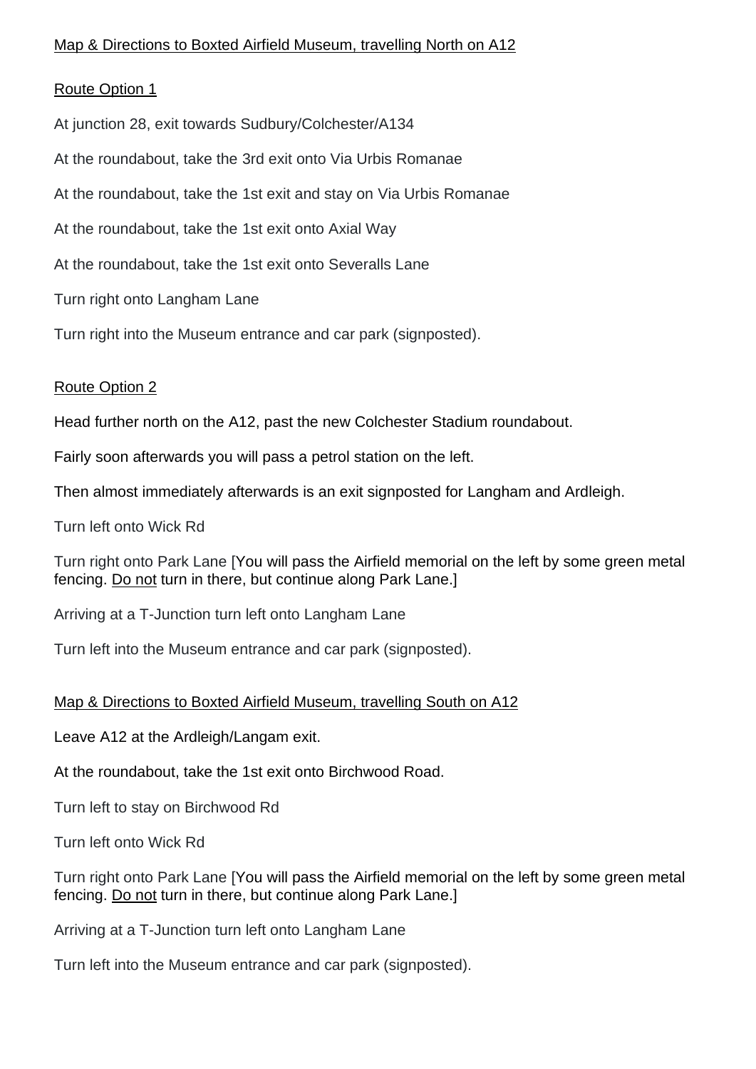Map & Directions to Boxted Airfield Museum, travelling North on A12

Route Option 1

At junction 28, exit towards Sudbury/Colchester/A134

At the roundabout, take the 3rd exit onto Via Urbis Romanae

At the roundabout, take the 1st exit and stay on Via Urbis Romanae

At the roundabout, take the 1st exit onto Axial Way

At the roundabout, take the 1st exit onto Severalls Lane

Turn right onto Langham Lane

Turn right into the Museum entrance and car park (signposted).

Route Option 2

Head further north on the A12, past the new Colchester Stadium roundabout.

Fairly soon afterwards you will pass a petrol station on the left.

Then almost immediately afterwards is an exit signposted for Langham and Ardleigh.

Turn left onto Wick Rd

Turn right onto Park Lane [You will pass the Airfield memorial on the left by some green metal fencing. Do not turn in there, but continue along Park Lane.]

Arriving at a T-Junction turn left onto Langham Lane

Turn left into the Museum entrance and car park (signposted).

Map & Directions to Boxted Airfield Museum, travelling South on A12

Leave A12 at the Ardleigh/Langam exit.

At the roundabout, take the 1st exit onto Birchwood Road.

Turn left to stay on Birchwood Rd

Turn left onto Wick Rd

Turn right onto Park Lane [You will pass the Airfield memorial on the left by some green metal fencing. Do not turn in there, but continue along Park Lane.]

Arriving at a T-Junction turn left onto Langham Lane

Turn left into the Museum entrance and car park (signposted).